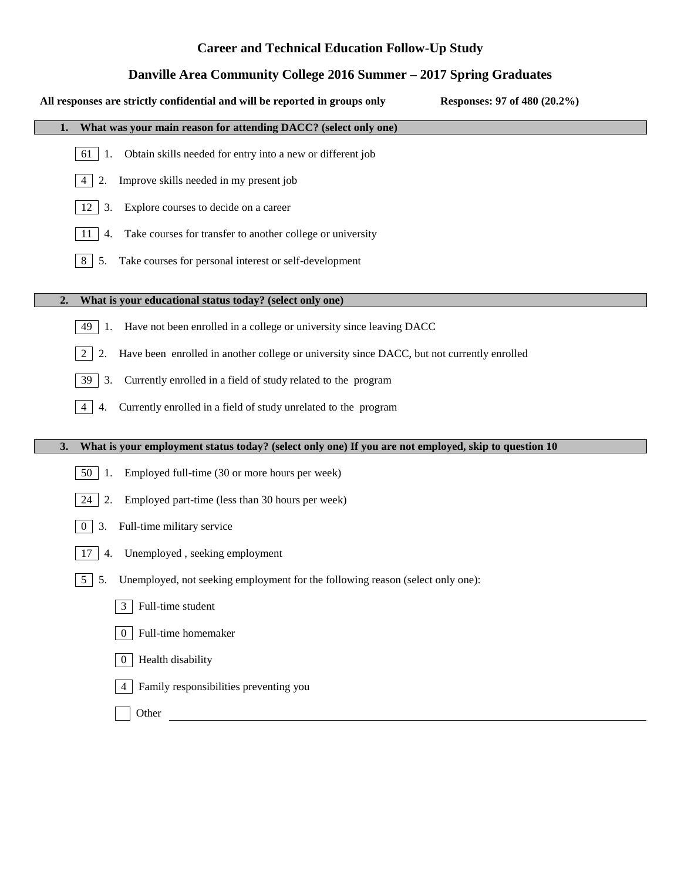# Career and Technical Education Follow-Up Study

## Danville Area Community College 2016 Summer – 2017 Spring Graduates

**All responses are strictly confidential and will be reported in groups only** **Responses: 97 of 480 (20.2%)**

### 1. What was your main reason for attending DACC? (select only one)

- 61 — 1. Obtain skills needed for entry into a new or different job
- 4 — 2. Improve skills needed in my present job
- 12 — 3. Explore courses to decide on a career
- 11 — 4. Take courses for transfer to another college or university
- 8 — 5. Take courses for personal interest or self-development

### 2. What is your educational status today? (select only one)

- 49 — 1. Have not been enrolled in a college or university since leaving DACC
- 2 — 2. Have been enrolled in another college or university since DACC, but not currently enrolled
- 39 — 3. Currently enrolled in a field of study related to the program
- 4 — 4. Currently enrolled in a field of study unrelated to the program

### 3. What is your employment status today? (select only one) If you are not employed, skip to question 10

- 50 — 1. Employed full-time (30 or more hours per week)
- 24 — 2. Employed part-time (less than 30 hours per week)
- 0 — 3. Full-time military service
- 17 — 4. Unemployed , seeking employment
- 5 — 5. Unemployed, not seeking employment for the following reason (select only one):
  - 3 — Full-time student
  - 0 — Full-time homemaker
  - 0 — Health disability
  - 4 — Family responsibilities preventing you
  - Other ____________________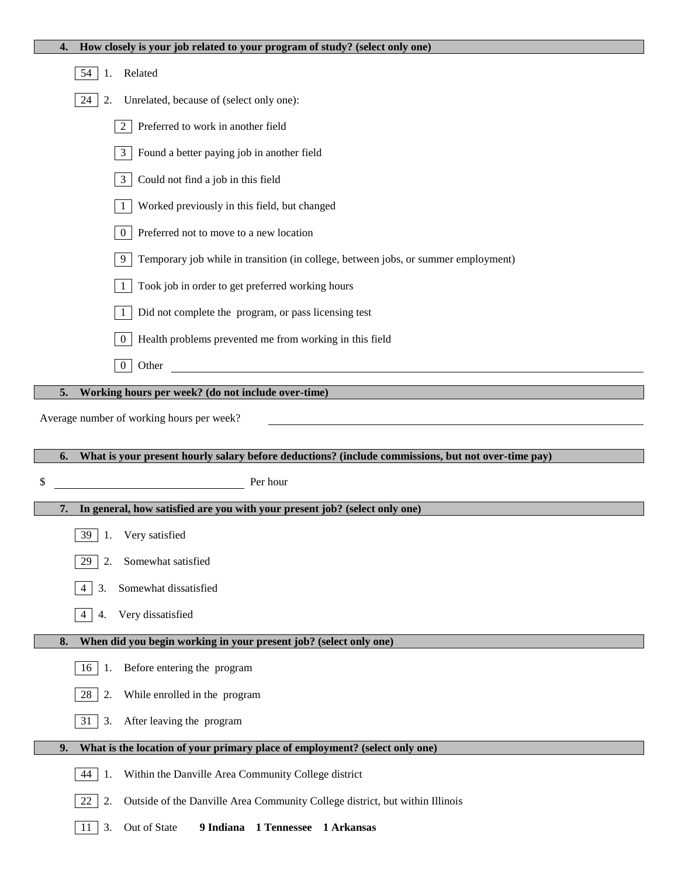**4. How closely is your job related to your program of study? (select only one)**

- [54] 1. Related
- [24] 2. Unrelated, because of (select only one):
  - [2] Preferred to work in another field
  - [3] Found a better paying job in another field
  - [3] Could not find a job in this field
  - [1] Worked previously in this field, but changed
  - [0] Preferred not to move to a new location
  - [9] Temporary job while in transition (in college, between jobs, or summer employment)
  - [1] Took job in order to get preferred working hours
  - [1] Did not complete the program, or pass licensing test
  - [0] Health problems prevented me from working in this field
  - [0] Other ____________________

**5. Working hours per week? (do not include over-time)**

Average number of working hours per week? ____________________

**6. What is your present hourly salary before deductions? (include commissions, but not over-time pay)**

$ ____________________ Per hour

**7. In general, how satisfied are you with your present job? (select only one)**

- [39] 1. Very satisfied
- [29] 2. Somewhat satisfied
- [4] 3. Somewhat dissatisfied
- [4] 4. Very dissatisfied

**8. When did you begin working in your present job? (select only one)**

- [16] 1. Before entering the program
- [28] 2. While enrolled in the program
- [31] 3. After leaving the program

**9. What is the location of your primary place of employment? (select only one)**

- [44] 1. Within the Danville Area Community College district
- [22] 2. Outside of the Danville Area Community College district, but within Illinois
- [11] 3. Out of State **9 Indiana 1 Tennessee 1 Arkansas**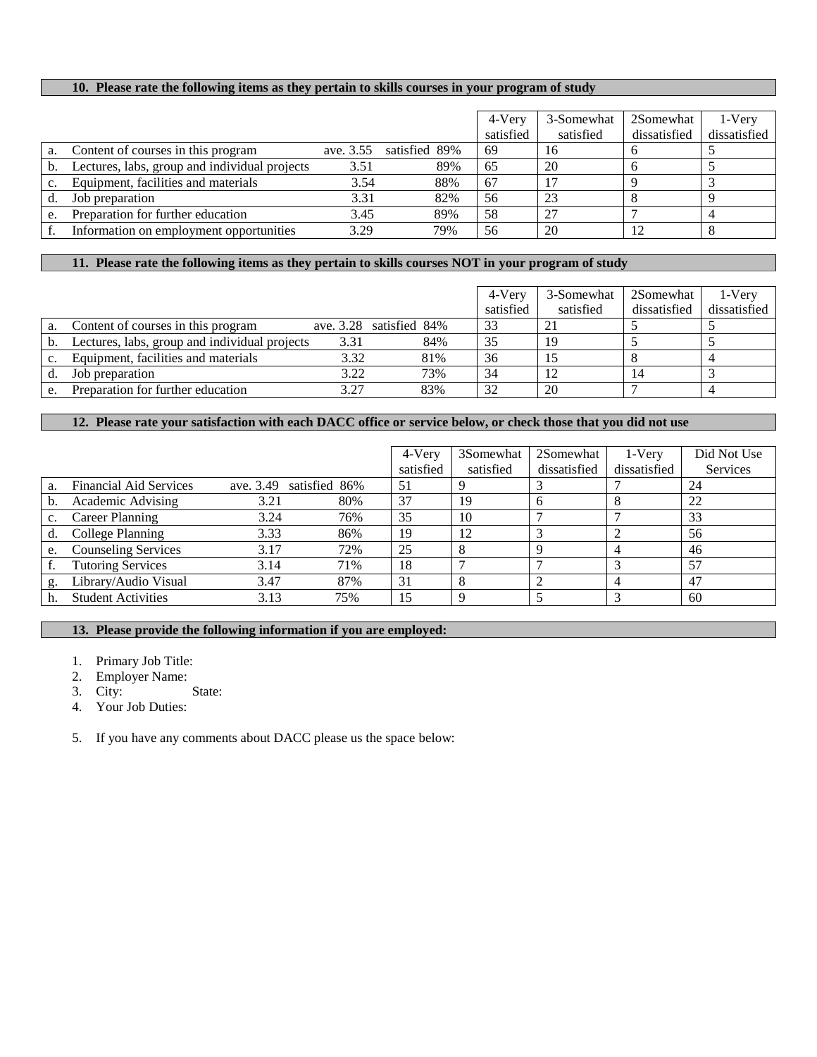**10. Please rate the following items as they pertain to skills courses in your program of study**

| | | | | 4-Very satisfied | 3-Somewhat satisfied | 2Somewhat dissatisfied | 1-Very dissatisfied |
|---|---|---|---|---|---|---|---|
| a. | Content of courses in this program | ave. 3.55 | satisfied 89% | 69 | 16 | 6 | 5 |
| b. | Lectures, labs, group and individual projects | 3.51 | 89% | 65 | 20 | 6 | 5 |
| c. | Equipment, facilities and materials | 3.54 | 88% | 67 | 17 | 9 | 3 |
| d. | Job preparation | 3.31 | 82% | 56 | 23 | 8 | 9 |
| e. | Preparation for further education | 3.45 | 89% | 58 | 27 | 7 | 4 |
| f. | Information on employment opportunities | 3.29 | 79% | 56 | 20 | 12 | 8 |

**11. Please rate the following items as they pertain to skills courses NOT in your program of study**

| | | | | 4-Very satisfied | 3-Somewhat satisfied | 2Somewhat dissatisfied | 1-Very dissatisfied |
|---|---|---|---|---|---|---|---|
| a. | Content of courses in this program | ave. 3.28 | satisfied 84% | 33 | 21 | 5 | 5 |
| b. | Lectures, labs, group and individual projects | 3.31 | 84% | 35 | 19 | 5 | 5 |
| c. | Equipment, facilities and materials | 3.32 | 81% | 36 | 15 | 8 | 4 |
| d. | Job preparation | 3.22 | 73% | 34 | 12 | 14 | 3 |
| e. | Preparation for further education | 3.27 | 83% | 32 | 20 | 7 | 4 |

**12. Please rate your satisfaction with each DACC office or service below, or check those that you did not use**

| | | | | 4-Very satisfied | 3Somewhat satisfied | 2Somewhat dissatisfied | 1-Very dissatisfied | Did Not Use Services |
|---|---|---|---|---|---|---|---|---|
| a. | Financial Aid Services | ave. 3.49 | satisfied 86% | 51 | 9 | 3 | 7 | 24 |
| b. | Academic Advising | 3.21 | 80% | 37 | 19 | 6 | 8 | 22 |
| c. | Career Planning | 3.24 | 76% | 35 | 10 | 7 | 7 | 33 |
| d. | College Planning | 3.33 | 86% | 19 | 12 | 3 | 2 | 56 |
| e. | Counseling Services | 3.17 | 72% | 25 | 8 | 9 | 4 | 46 |
| f. | Tutoring Services | 3.14 | 71% | 18 | 7 | 7 | 3 | 57 |
| g. | Library/Audio Visual | 3.47 | 87% | 31 | 8 | 2 | 4 | 47 |
| h. | Student Activities | 3.13 | 75% | 15 | 9 | 5 | 3 | 60 |

**13. Please provide the following information if you are employed:**

1. Primary Job Title:
2. Employer Name:
3. City: State:
4. Your Job Duties:

5. If you have any comments about DACC please us the space below: